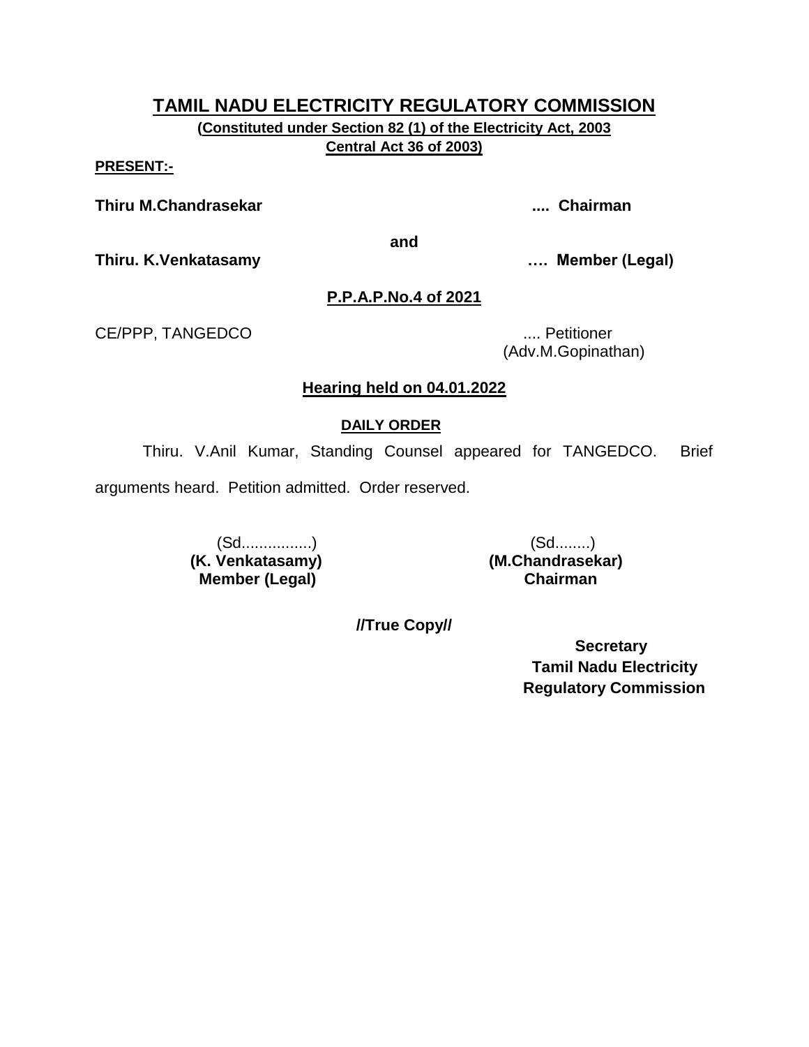# TAMIL NADU ELECTRICITY REGULATORY COMMISSION

**(Constituted under Section 82 (1) of the Electricity Act, 2003
Central Act 36 of 2003)**

**PRESENT:-**

**Thiru M.Chandrasekar** .... **Chairman**

**and**

**Thiru. K.Venkatasamy** …. **Member (Legal)**

**P.P.A.P.No.4 of 2021**

CE/PPP, TANGEDCO .... Petitioner
(Adv.M.Gopinathan)

**Hearing held on 04.01.2022**

**DAILY ORDER**

Thiru. V.Anil Kumar, Standing Counsel appeared for TANGEDCO. Brief arguments heard. Petition admitted. Order reserved.

| | |
|---|---|
| (Sd................) | (Sd........) |
| **(K. Venkatasamy)** | **(M.Chandrasekar)** |
| **Member (Legal)** | **Chairman** |

**//True Copy//**

**Secretary
Tamil Nadu Electricity
Regulatory Commission**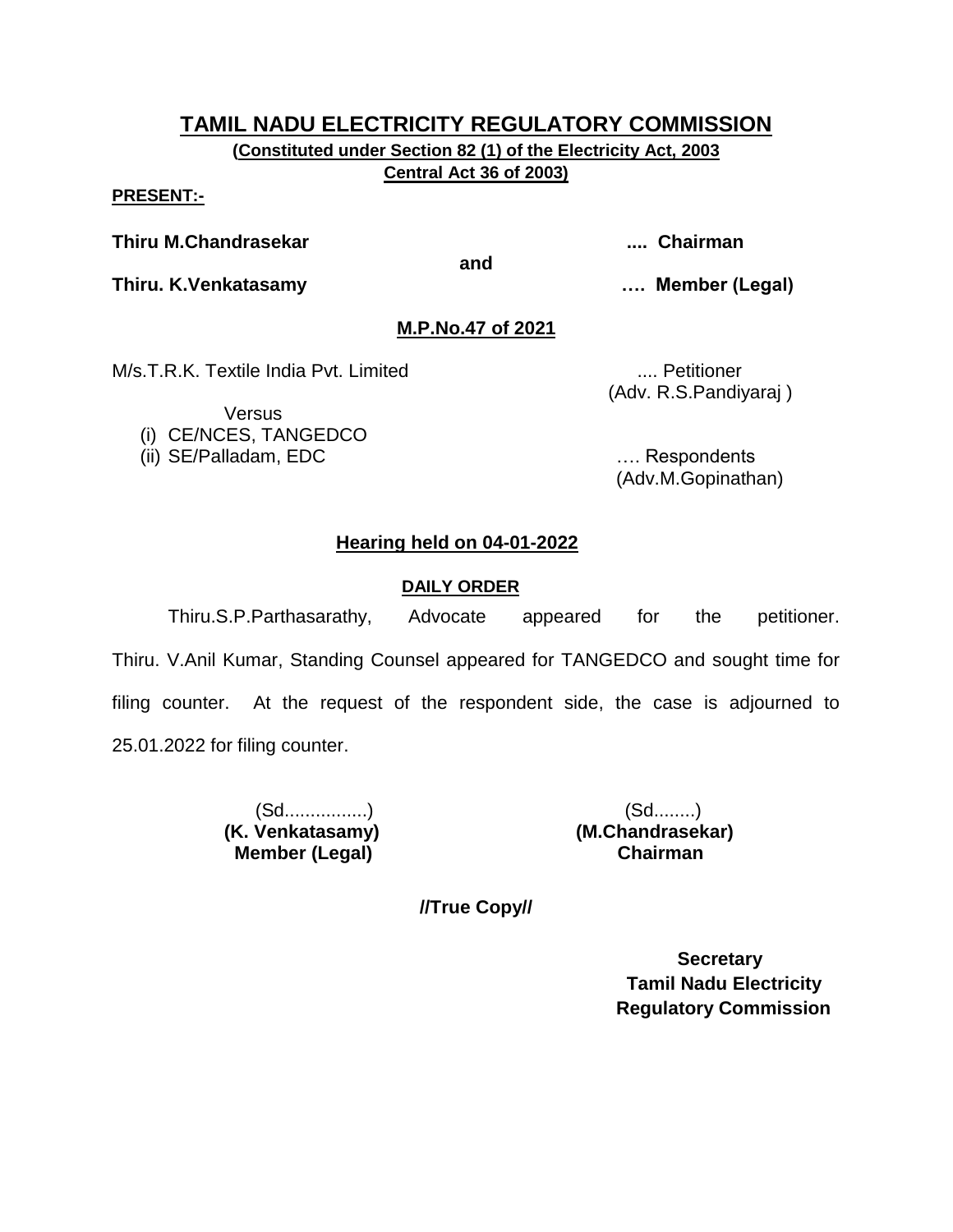# TAMIL NADU ELECTRICITY REGULATORY COMMISSION

**(Constituted under Section 82 (1) of the Electricity Act, 2003 Central Act 36 of 2003)**

**PRESENT:-**

**Thiru M.Chandrasekar** .... **Chairman**

**and**

**Thiru. K.Venkatasamy** …. **Member (Legal)**

## M.P.No.47 of 2021

M/s.T.R.K. Textile India Pvt. Limited .... Petitioner
(Adv. R.S.Pandiyaraj )

Versus

(i) CE/NCES, TANGEDCO
(ii) SE/Palladam, EDC …. Respondents
(Adv.M.Gopinathan)

### Hearing held on 04-01-2022

**DAILY ORDER**

Thiru.S.P.Parthasarathy, Advocate appeared for the petitioner. Thiru. V.Anil Kumar, Standing Counsel appeared for TANGEDCO and sought time for filing counter. At the request of the respondent side, the case is adjourned to 25.01.2022 for filing counter.

(Sd................)
**(K. Venkatasamy)**
**Member (Legal)**

(Sd........)
**(M.Chandrasekar)**
**Chairman**

**//True Copy//**

**Secretary**
**Tamil Nadu Electricity Regulatory Commission**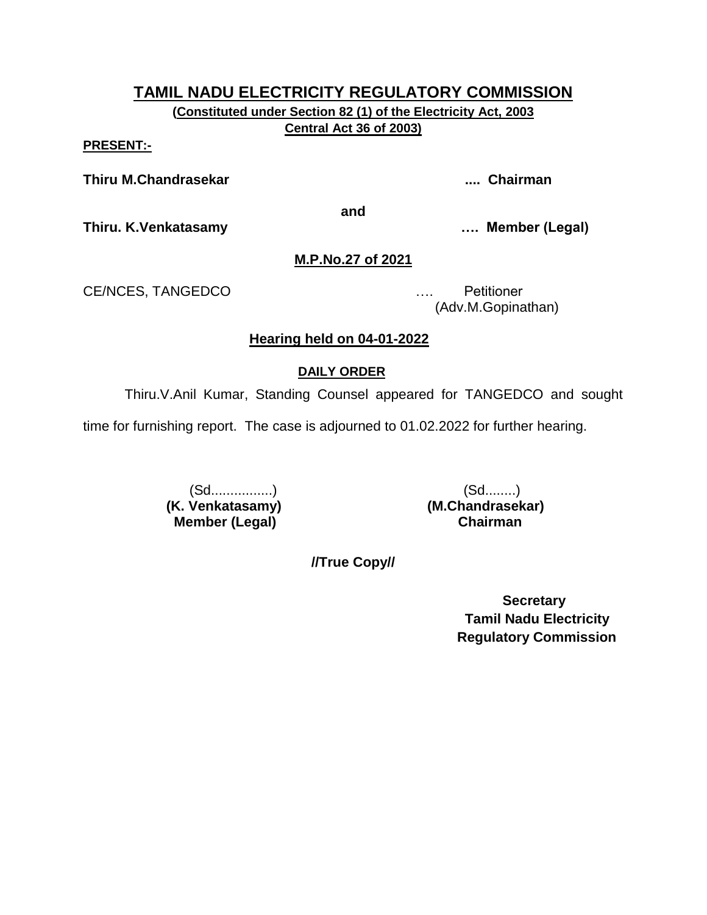# TAMIL NADU ELECTRICITY REGULATORY COMMISSION

**(Constituted under Section 82 (1) of the Electricity Act, 2003 Central Act 36 of 2003)**

**PRESENT:-**

**Thiru M.Chandrasekar** .... **Chairman**

**and**

**Thiru. K.Venkatasamy** …. **Member (Legal)**

**M.P.No.27 of 2021**

CE/NCES, TANGEDCO …. Petitioner
(Adv.M.Gopinathan)

**Hearing held on 04-01-2022**

**DAILY ORDER**

Thiru.V.Anil Kumar, Standing Counsel appeared for TANGEDCO and sought time for furnishing report. The case is adjourned to 01.02.2022 for further hearing.

(Sd................)
**(K. Venkatasamy)**
**Member (Legal)**

(Sd........)
**(M.Chandrasekar)**
**Chairman**

**//True Copy//**

**Secretary**
**Tamil Nadu Electricity Regulatory Commission**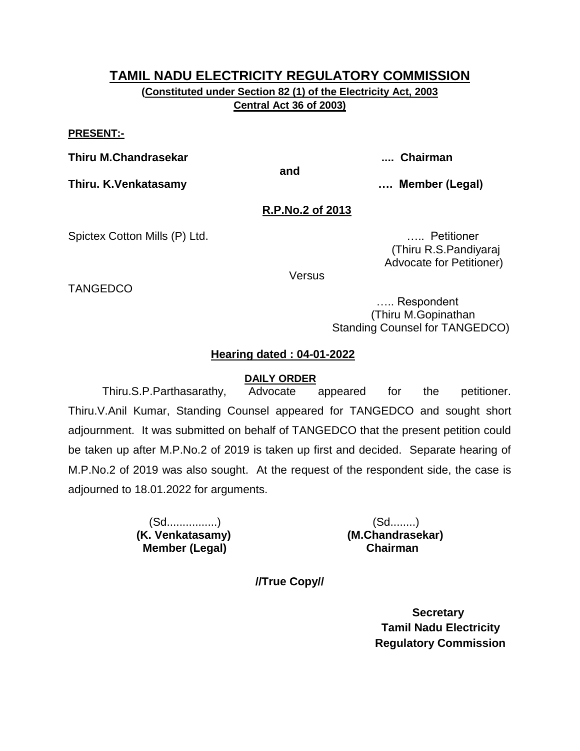# TAMIL NADU ELECTRICITY REGULATORY COMMISSION

**(Constituted under Section 82 (1) of the Electricity Act, 2003 Central Act 36 of 2003)**

**PRESENT:-**

**Thiru M.Chandrasekar** .... **Chairman**

**and**

**Thiru. K.Venkatasamy** …. **Member (Legal)**

**R.P.No.2 of 2013**

Spictex Cotton Mills (P) Ltd. ….. Petitioner
(Thiru R.S.Pandiyaraj Advocate for Petitioner)

Versus

TANGEDCO ….. Respondent
(Thiru M.Gopinathan Standing Counsel for TANGEDCO)

**Hearing dated : 04-01-2022**

**DAILY ORDER**

Thiru.S.P.Parthasarathy, Advocate appeared for the petitioner. Thiru.V.Anil Kumar, Standing Counsel appeared for TANGEDCO and sought short adjournment. It was submitted on behalf of TANGEDCO that the present petition could be taken up after M.P.No.2 of 2019 is taken up first and decided. Separate hearing of M.P.No.2 of 2019 was also sought. At the request of the respondent side, the case is adjourned to 18.01.2022 for arguments.

(Sd................)
**(K. Venkatasamy)**
**Member (Legal)**

(Sd........)
**(M.Chandrasekar)**
**Chairman**

**//True Copy//**

**Secretary**
**Tamil Nadu Electricity Regulatory Commission**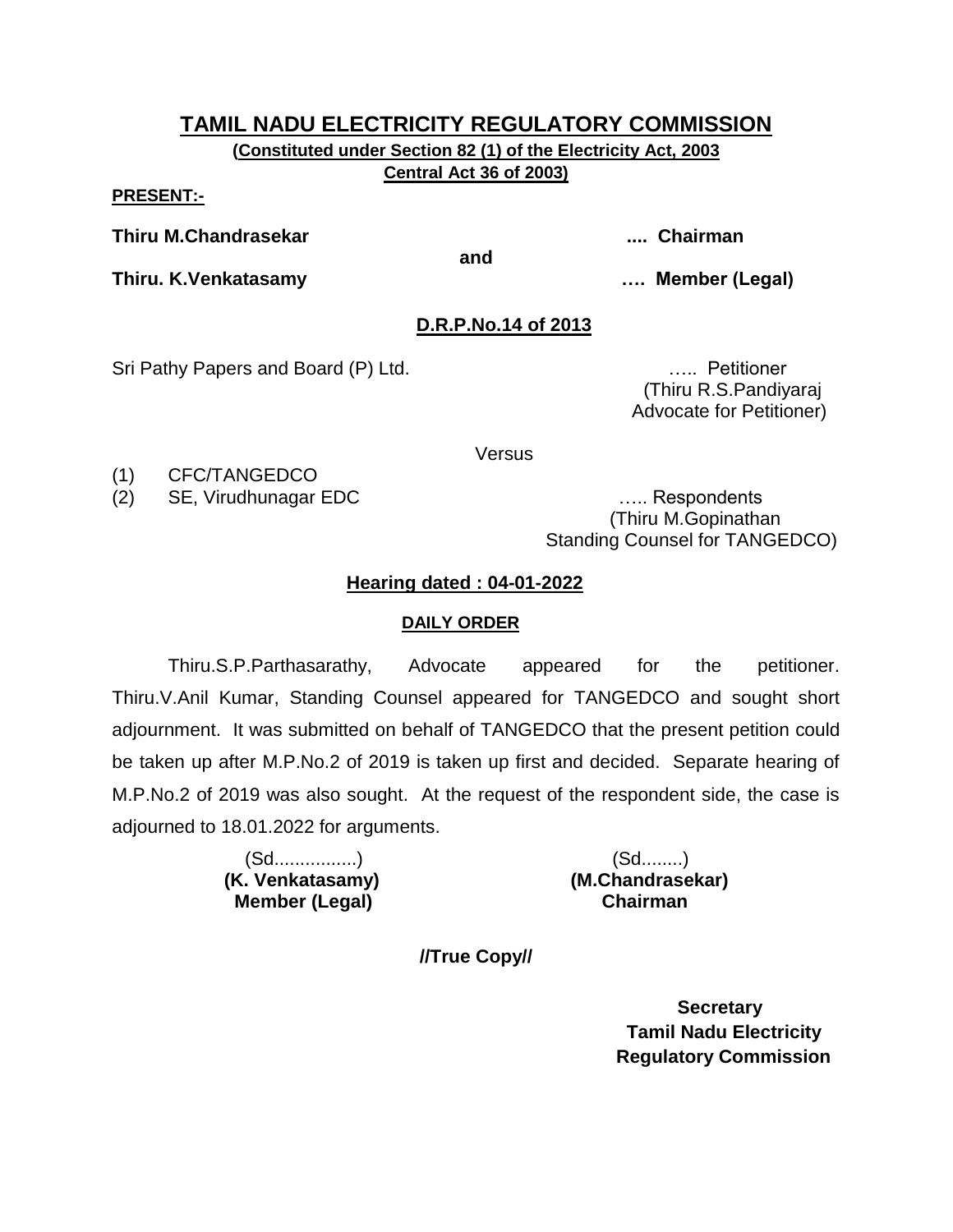# TAMIL NADU ELECTRICITY REGULATORY COMMISSION

**(Constituted under Section 82 (1) of the Electricity Act, 2003**
**Central Act 36 of 2003)**

**PRESENT:-**

**Thiru M.Chandrasekar** .... **Chairman**

**and**

**Thiru. K.Venkatasamy** …. **Member (Legal)**

## D.R.P.No.14 of 2013

Sri Pathy Papers and Board (P) Ltd. ….. Petitioner
(Thiru R.S.Pandiyaraj
Advocate for Petitioner)

Versus

(1) CFC/TANGEDCO
(2) SE, Virudhunagar EDC ….. Respondents
(Thiru M.Gopinathan
Standing Counsel for TANGEDCO)

### Hearing dated : 04-01-2022

**DAILY ORDER**

Thiru.S.P.Parthasarathy, Advocate appeared for the petitioner. Thiru.V.Anil Kumar, Standing Counsel appeared for TANGEDCO and sought short adjournment. It was submitted on behalf of TANGEDCO that the present petition could be taken up after M.P.No.2 of 2019 is taken up first and decided. Separate hearing of M.P.No.2 of 2019 was also sought. At the request of the respondent side, the case is adjourned to 18.01.2022 for arguments.

(Sd................)
**(K. Venkatasamy)**
**Member (Legal)**

(Sd........)
**(M.Chandrasekar)**
**Chairman**

**//True Copy//**

**Secretary**
**Tamil Nadu Electricity**
**Regulatory Commission**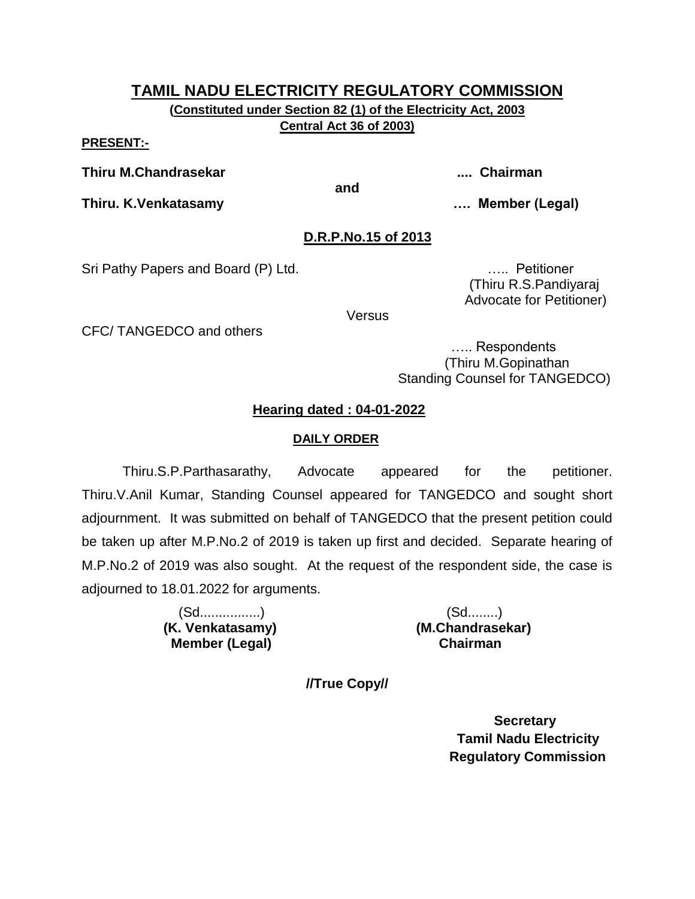# TAMIL NADU ELECTRICITY REGULATORY COMMISSION

**(Constituted under Section 82 (1) of the Electricity Act, 2003 Central Act 36 of 2003)**

**PRESENT:-**

**Thiru M.Chandrasekar** .... **Chairman**

**and**

**Thiru. K.Venkatasamy** …. **Member (Legal)**

**D.R.P.No.15 of 2013**

Sri Pathy Papers and Board (P) Ltd. ….. Petitioner
(Thiru R.S.Pandiyaraj Advocate for Petitioner)

Versus

CFC/ TANGEDCO and others ….. Respondents
(Thiru M.Gopinathan Standing Counsel for TANGEDCO)

**Hearing dated : 04-01-2022**

**DAILY ORDER**

Thiru.S.P.Parthasarathy, Advocate appeared for the petitioner. Thiru.V.Anil Kumar, Standing Counsel appeared for TANGEDCO and sought short adjournment. It was submitted on behalf of TANGEDCO that the present petition could be taken up after M.P.No.2 of 2019 is taken up first and decided. Separate hearing of M.P.No.2 of 2019 was also sought. At the request of the respondent side, the case is adjourned to 18.01.2022 for arguments.

(Sd................)
**(K. Venkatasamy)**
**Member (Legal)**

(Sd........)
**(M.Chandrasekar)**
**Chairman**

**//True Copy//**

**Secretary**
**Tamil Nadu Electricity Regulatory Commission**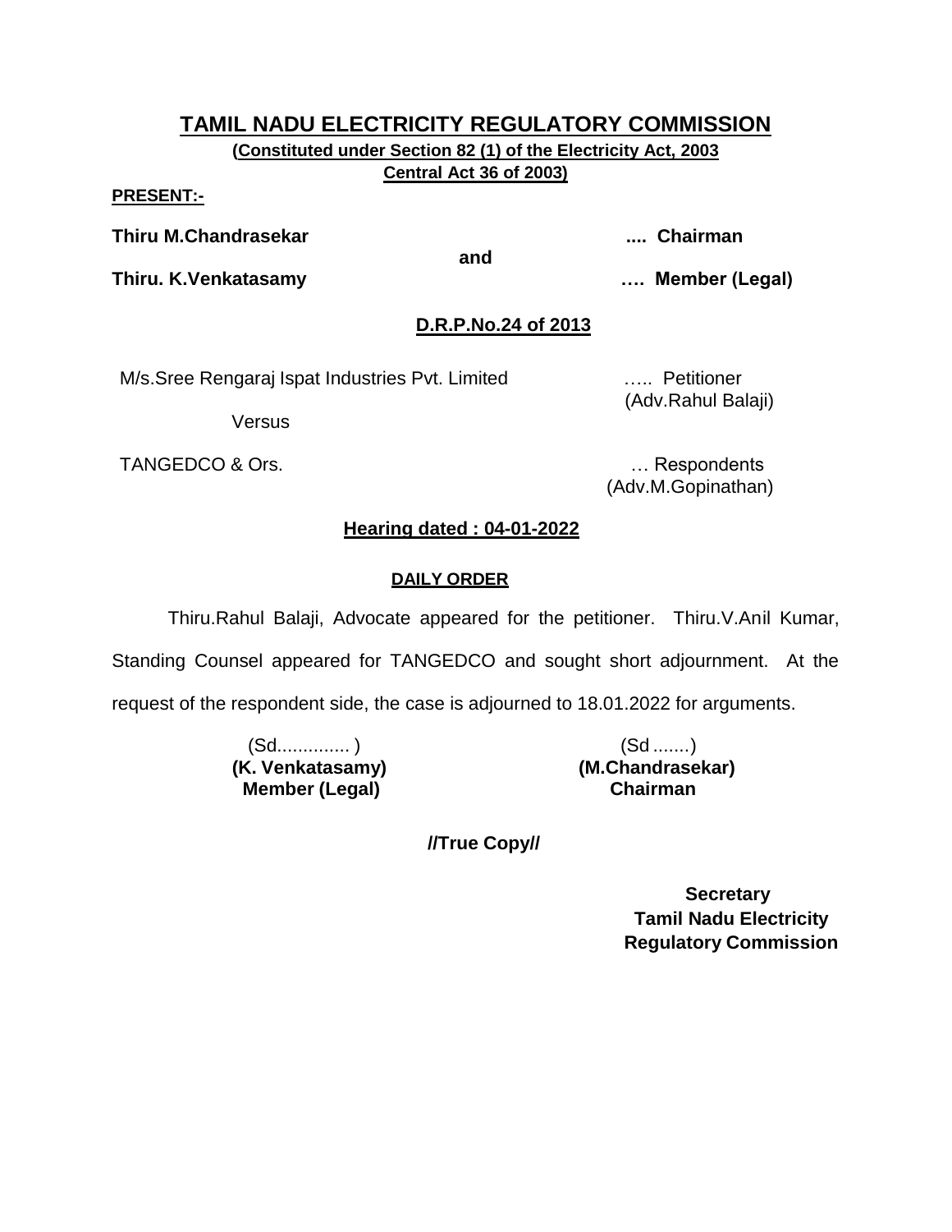# TAMIL NADU ELECTRICITY REGULATORY COMMISSION

**(Constituted under Section 82 (1) of the Electricity Act, 2003 Central Act 36 of 2003)**

**PRESENT:-**

**Thiru M.Chandrasekar** .... **Chairman**

**and**

**Thiru. K.Venkatasamy** …. **Member (Legal)**

## D.R.P.No.24 of 2013

M/s.Sree Rengaraj Ispat Industries Pvt. Limited ….. Petitioner
(Adv.Rahul Balaji)

Versus

TANGEDCO & Ors. … Respondents
(Adv.M.Gopinathan)

### Hearing dated : 04-01-2022

**DAILY ORDER**

Thiru.Rahul Balaji, Advocate appeared for the petitioner. Thiru.V.Anil Kumar, Standing Counsel appeared for TANGEDCO and sought short adjournment. At the request of the respondent side, the case is adjourned to 18.01.2022 for arguments.

(Sd.............. )
**(K. Venkatasamy)**
**Member (Legal)**

(Sd .......)
**(M.Chandrasekar)**
**Chairman**

**//True Copy//**

**Secretary**
**Tamil Nadu Electricity Regulatory Commission**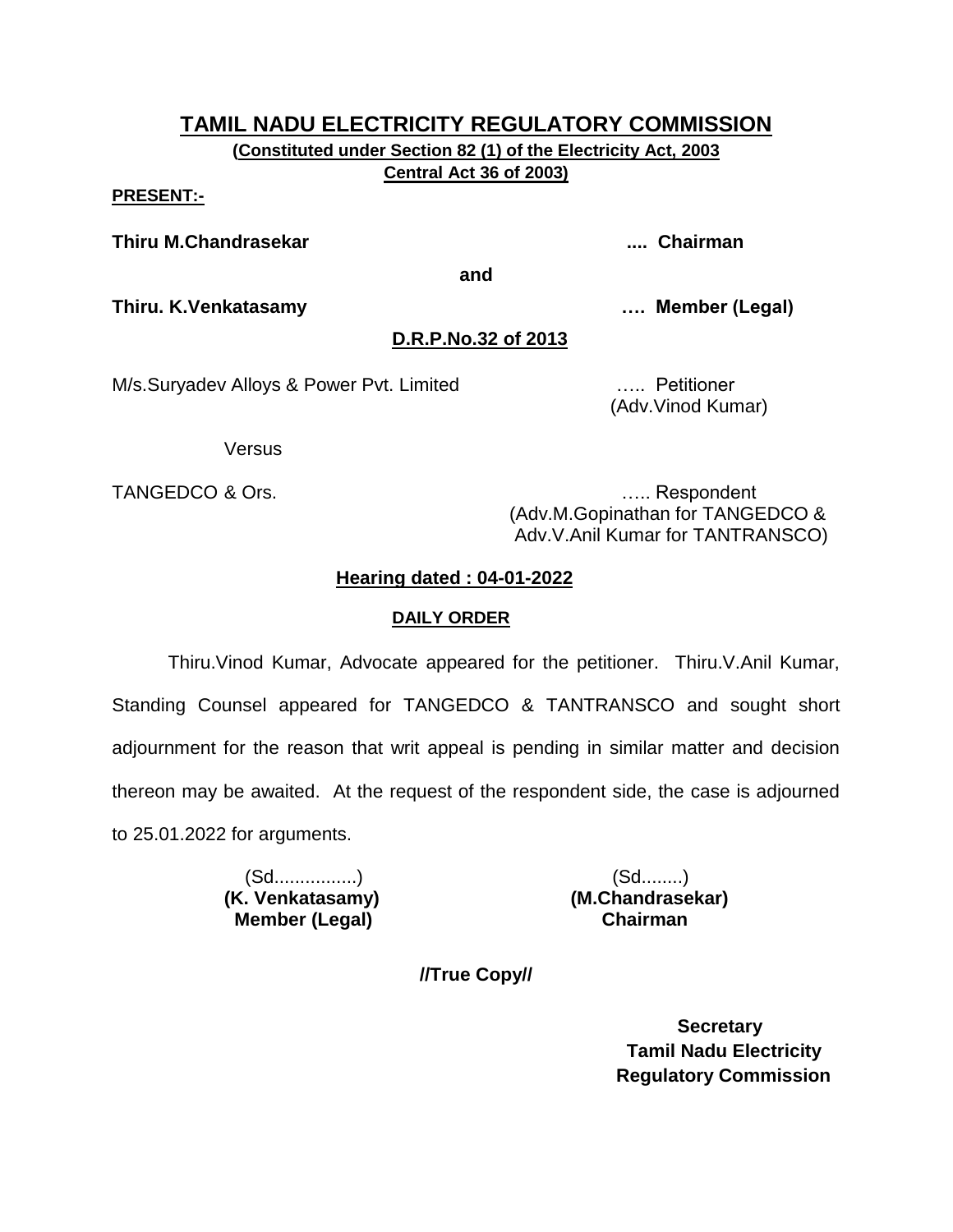# TAMIL NADU ELECTRICITY REGULATORY COMMISSION

**(Constituted under Section 82 (1) of the Electricity Act, 2003 Central Act 36 of 2003)**

**PRESENT:-**

**Thiru M.Chandrasekar .... Chairman**

**and**

**Thiru. K.Venkatasamy …. Member (Legal)**

**D.R.P.No.32 of 2013**

M/s.Suryadev Alloys & Power Pvt. Limited ….. Petitioner
(Adv.Vinod Kumar)

Versus

TANGEDCO & Ors. ….. Respondent
(Adv.M.Gopinathan for TANGEDCO & Adv.V.Anil Kumar for TANTRANSCO)

**Hearing dated : 04-01-2022**

**DAILY ORDER**

Thiru.Vinod Kumar, Advocate appeared for the petitioner. Thiru.V.Anil Kumar, Standing Counsel appeared for TANGEDCO & TANTRANSCO and sought short adjournment for the reason that writ appeal is pending in similar matter and decision thereon may be awaited. At the request of the respondent side, the case is adjourned to 25.01.2022 for arguments.

(Sd................)
**(K. Venkatasamy)**
**Member (Legal)**

(Sd........)
**(M.Chandrasekar)**
**Chairman**

**//True Copy//**

**Secretary**
**Tamil Nadu Electricity Regulatory Commission**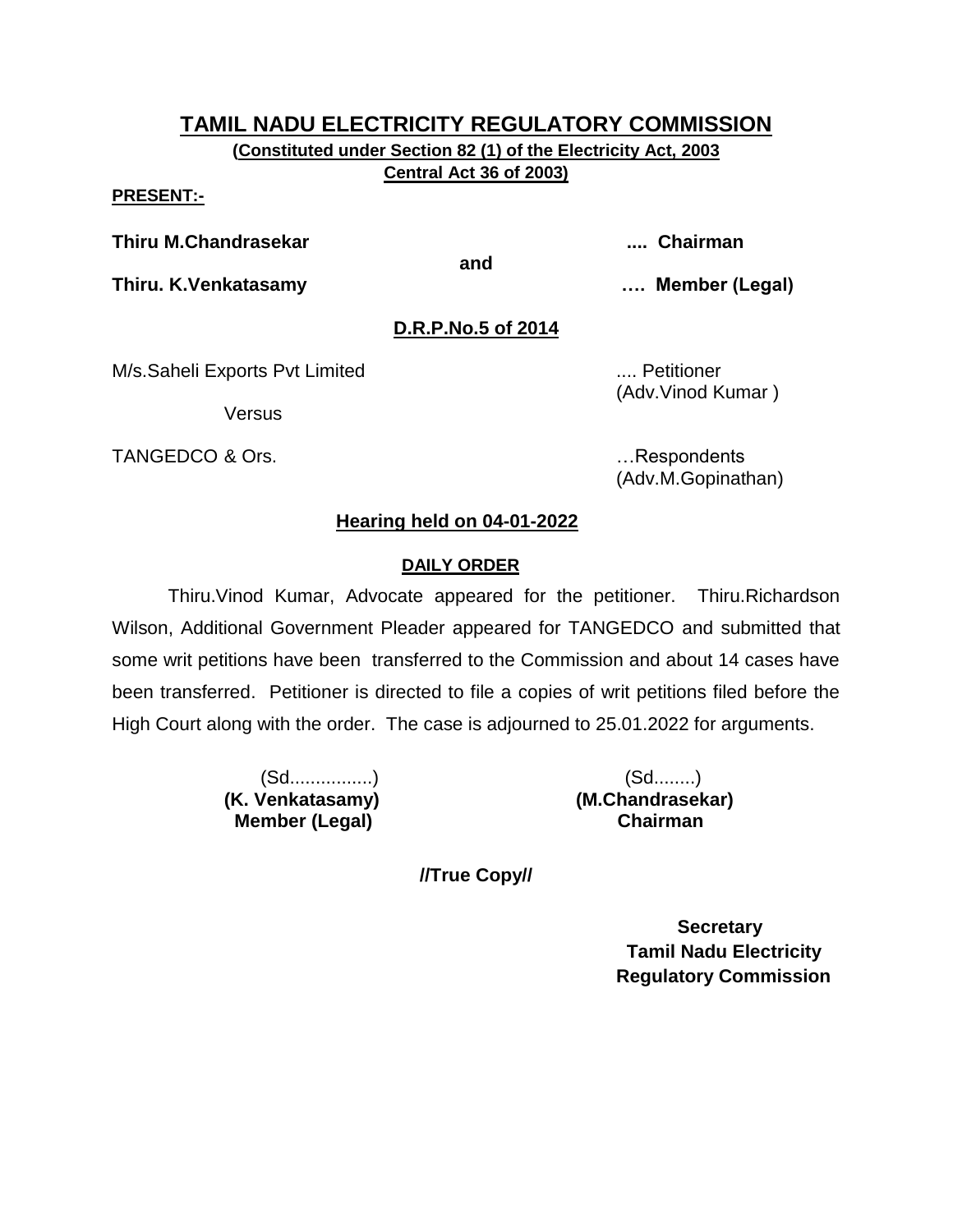# TAMIL NADU ELECTRICITY REGULATORY COMMISSION

**(Constituted under Section 82 (1) of the Electricity Act, 2003 Central Act 36 of 2003)**

**PRESENT:-**

**Thiru M.Chandrasekar** .... **Chairman**

**and**

**Thiru. K.Venkatasamy** …. **Member (Legal)**

## D.R.P.No.5 of 2014

M/s.Saheli Exports Pvt Limited .... Petitioner
(Adv.Vinod Kumar )

Versus

TANGEDCO & Ors. …Respondents
(Adv.M.Gopinathan)

### Hearing held on 04-01-2022

**DAILY ORDER**

Thiru.Vinod Kumar, Advocate appeared for the petitioner. Thiru.Richardson Wilson, Additional Government Pleader appeared for TANGEDCO and submitted that some writ petitions have been transferred to the Commission and about 14 cases have been transferred. Petitioner is directed to file a copies of writ petitions filed before the High Court along with the order. The case is adjourned to 25.01.2022 for arguments.

(Sd................)
**(K. Venkatasamy)**
**Member (Legal)**

(Sd........)
**(M.Chandrasekar)**
**Chairman**

**//True Copy//**

**Secretary**
**Tamil Nadu Electricity**
**Regulatory Commission**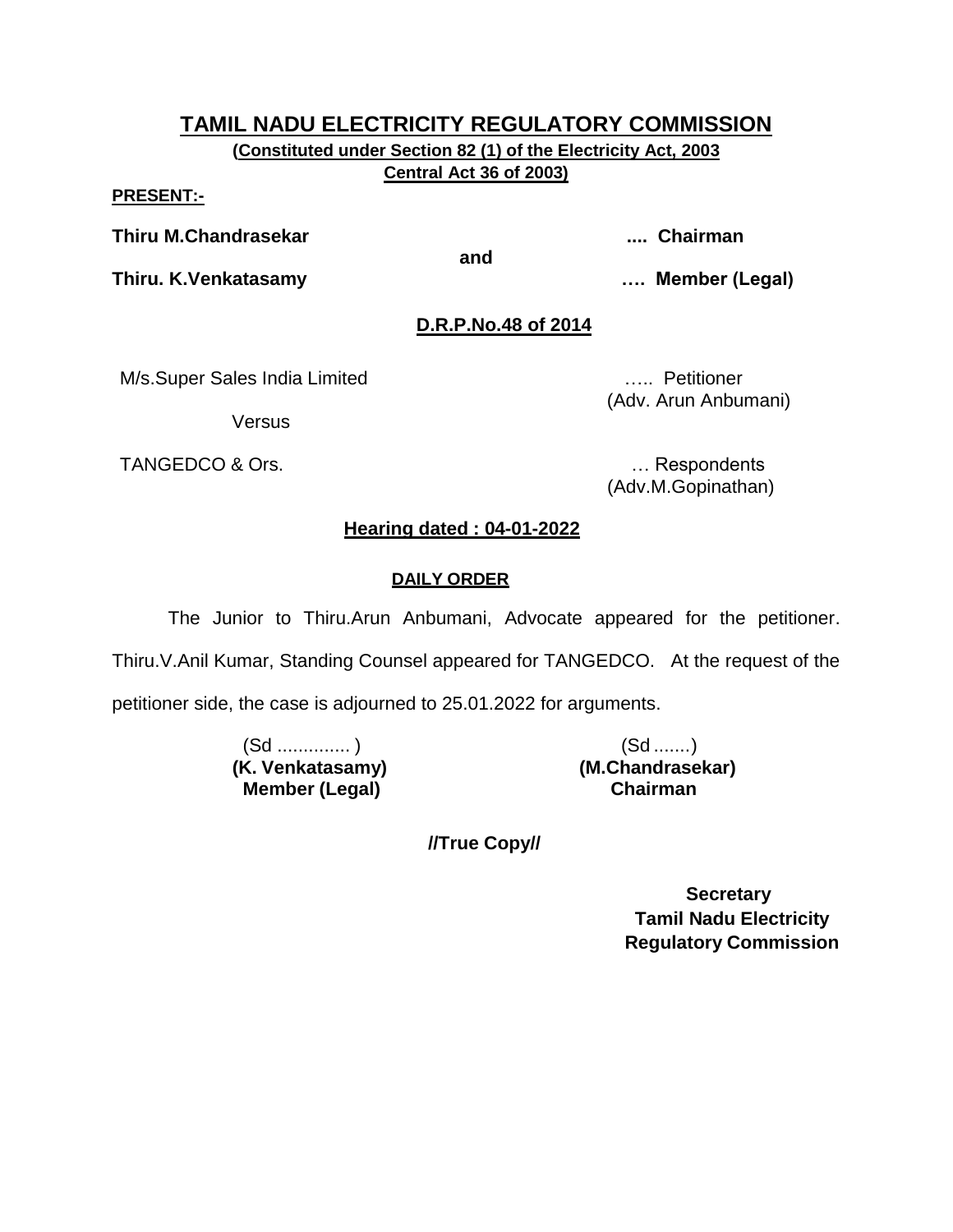# TAMIL NADU ELECTRICITY REGULATORY COMMISSION

**(Constituted under Section 82 (1) of the Electricity Act, 2003 Central Act 36 of 2003)**

**PRESENT:-**

**Thiru M.Chandrasekar** .... **Chairman**

**and**

**Thiru. K.Venkatasamy** …. **Member (Legal)**

**D.R.P.No.48 of 2014**

M/s.Super Sales India Limited ….. Petitioner
(Adv. Arun Anbumani)

Versus

TANGEDCO & Ors. … Respondents
(Adv.M.Gopinathan)

**Hearing dated : 04-01-2022**

**DAILY ORDER**

The Junior to Thiru.Arun Anbumani, Advocate appeared for the petitioner. Thiru.V.Anil Kumar, Standing Counsel appeared for TANGEDCO. At the request of the petitioner side, the case is adjourned to 25.01.2022 for arguments.

(Sd ............. )
**(K. Venkatasamy)**
**Member (Legal)**

(Sd .......)
**(M.Chandrasekar)**
**Chairman**

**//True Copy//**

**Secretary**
**Tamil Nadu Electricity Regulatory Commission**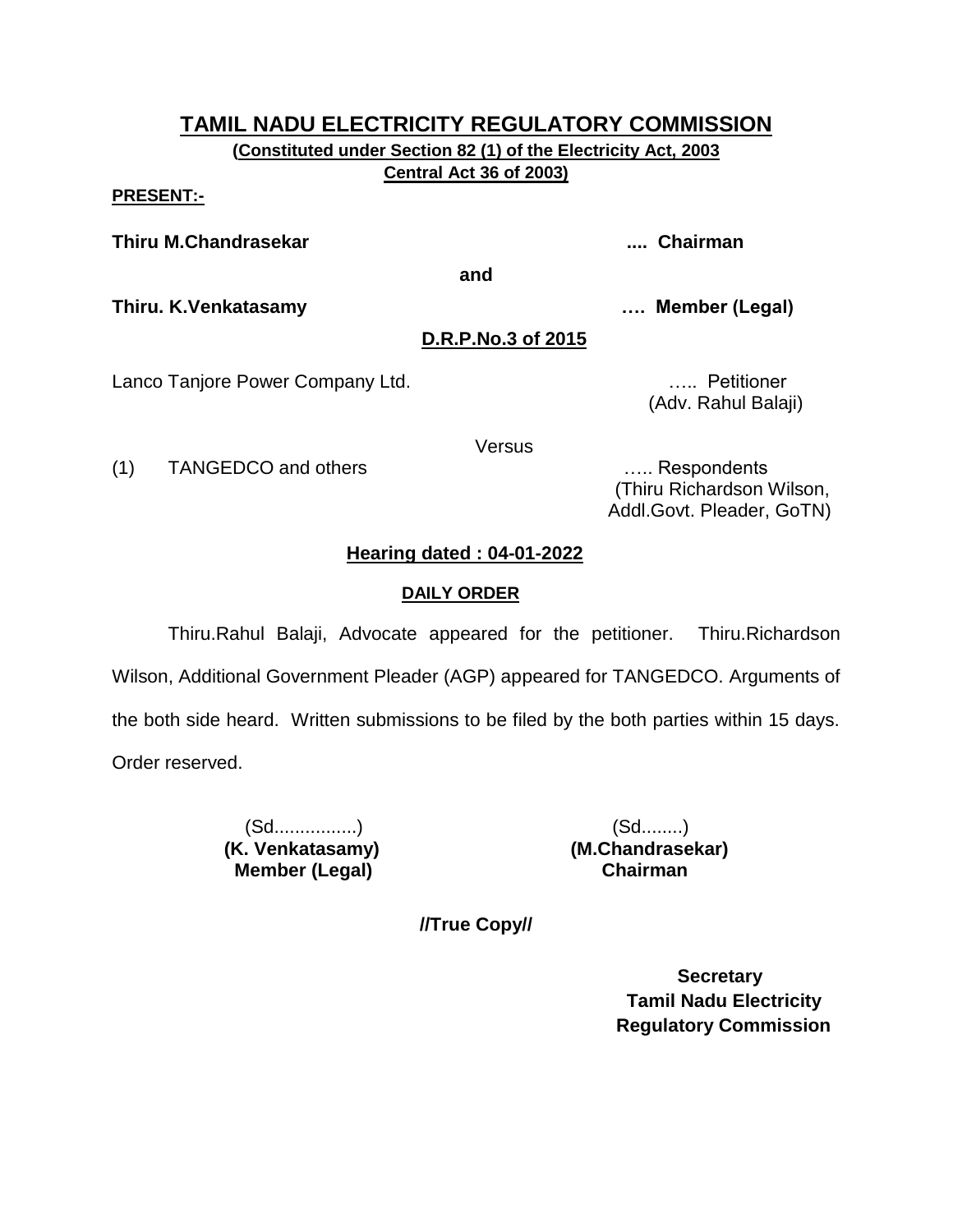# TAMIL NADU ELECTRICITY REGULATORY COMMISSION

**(Constituted under Section 82 (1) of the Electricity Act, 2003 Central Act 36 of 2003)**

**PRESENT:-**

**Thiru M.Chandrasekar** .... **Chairman**

**and**

**Thiru. K.Venkatasamy** …. **Member (Legal)**

**D.R.P.No.3 of 2015**

Lanco Tanjore Power Company Ltd. ….. Petitioner
(Adv. Rahul Balaji)

Versus

(1) TANGEDCO and others ….. Respondents
(Thiru Richardson Wilson, Addl.Govt. Pleader, GoTN)

**Hearing dated : 04-01-2022**

**DAILY ORDER**

Thiru.Rahul Balaji, Advocate appeared for the petitioner. Thiru.Richardson Wilson, Additional Government Pleader (AGP) appeared for TANGEDCO. Arguments of the both side heard. Written submissions to be filed by the both parties within 15 days. Order reserved.

(Sd................)
**(K. Venkatasamy)**
**Member (Legal)**

(Sd........)
**(M.Chandrasekar)**
**Chairman**

**//True Copy//**

**Secretary**
**Tamil Nadu Electricity Regulatory Commission**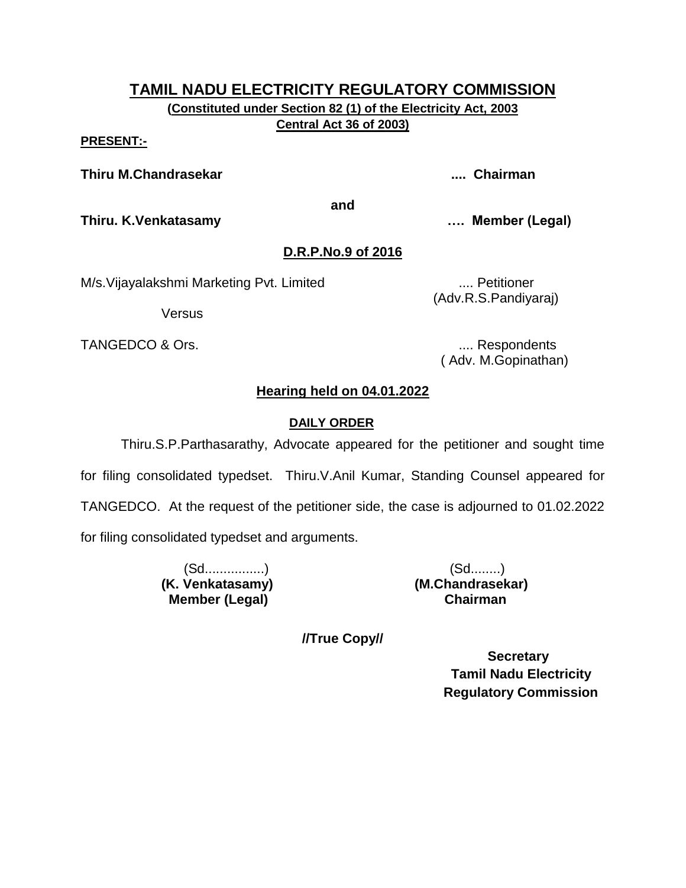# TAMIL NADU ELECTRICITY REGULATORY COMMISSION

**(Constituted under Section 82 (1) of the Electricity Act, 2003 Central Act 36 of 2003)**

**PRESENT:-**

**Thiru M.Chandrasekar .... Chairman**

**and**

**Thiru. K.Venkatasamy …. Member (Legal)**

**D.R.P.No.9 of 2016**

M/s.Vijayalakshmi Marketing Pvt. Limited .... Petitioner
(Adv.R.S.Pandiyaraj)

Versus

TANGEDCO & Ors. .... Respondents
( Adv. M.Gopinathan)

**Hearing held on 04.01.2022**

**DAILY ORDER**

Thiru.S.P.Parthasarathy, Advocate appeared for the petitioner and sought time for filing consolidated typedset. Thiru.V.Anil Kumar, Standing Counsel appeared for TANGEDCO. At the request of the petitioner side, the case is adjourned to 01.02.2022 for filing consolidated typedset and arguments.

(Sd................)
**(K. Venkatasamy)**
**Member (Legal)**

(Sd........)
**(M.Chandrasekar)**
**Chairman**

**//True Copy//**

**Secretary**
**Tamil Nadu Electricity**
**Regulatory Commission**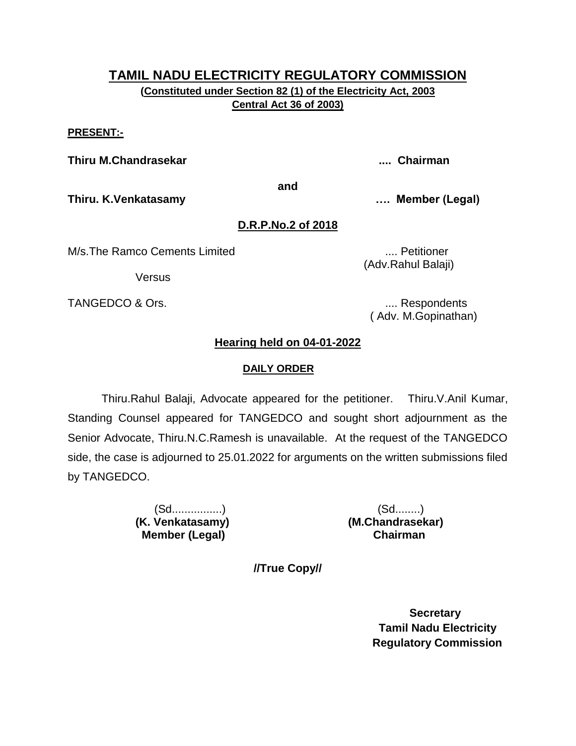# TAMIL NADU ELECTRICITY REGULATORY COMMISSION

**(Constituted under Section 82 (1) of the Electricity Act, 2003 Central Act 36 of 2003)**

**PRESENT:-**

**Thiru M.Chandrasekar .... Chairman**

**and**

**Thiru. K.Venkatasamy …. Member (Legal)**

**D.R.P.No.2 of 2018**

M/s.The Ramco Cements Limited .... Petitioner
(Adv.Rahul Balaji)

Versus

TANGEDCO & Ors. .... Respondents
( Adv. M.Gopinathan)

**Hearing held on 04-01-2022**

**DAILY ORDER**

Thiru.Rahul Balaji, Advocate appeared for the petitioner. Thiru.V.Anil Kumar, Standing Counsel appeared for TANGEDCO and sought short adjournment as the Senior Advocate, Thiru.N.C.Ramesh is unavailable. At the request of the TANGEDCO side, the case is adjourned to 25.01.2022 for arguments on the written submissions filed by TANGEDCO.

(Sd................)
**(K. Venkatasamy)**
**Member (Legal)**

(Sd........)
**(M.Chandrasekar)**
**Chairman**

**//True Copy//**

**Secretary**
**Tamil Nadu Electricity Regulatory Commission**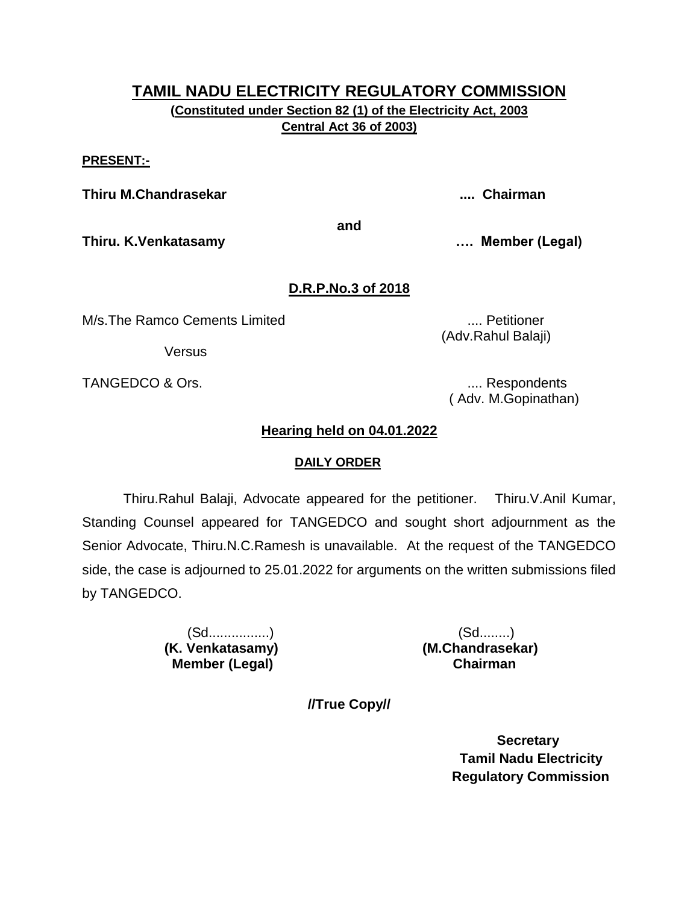# TAMIL NADU ELECTRICITY REGULATORY COMMISSION

**(Constituted under Section 82 (1) of the Electricity Act, 2003 Central Act 36 of 2003)**

**PRESENT:-**

**Thiru M.Chandrasekar** .... **Chairman**

**and**

**Thiru. K.Venkatasamy** …. **Member (Legal)**

**D.R.P.No.3 of 2018**

M/s.The Ramco Cements Limited .... Petitioner
(Adv.Rahul Balaji)

Versus

TANGEDCO & Ors. .... Respondents
( Adv. M.Gopinathan)

**Hearing held on 04.01.2022**

**DAILY ORDER**

Thiru.Rahul Balaji, Advocate appeared for the petitioner. Thiru.V.Anil Kumar, Standing Counsel appeared for TANGEDCO and sought short adjournment as the Senior Advocate, Thiru.N.C.Ramesh is unavailable. At the request of the TANGEDCO side, the case is adjourned to 25.01.2022 for arguments on the written submissions filed by TANGEDCO.

(Sd................)
**(K. Venkatasamy)**
**Member (Legal)**

(Sd........)
**(M.Chandrasekar)**
**Chairman**

**//True Copy//**

**Secretary**
**Tamil Nadu Electricity Regulatory Commission**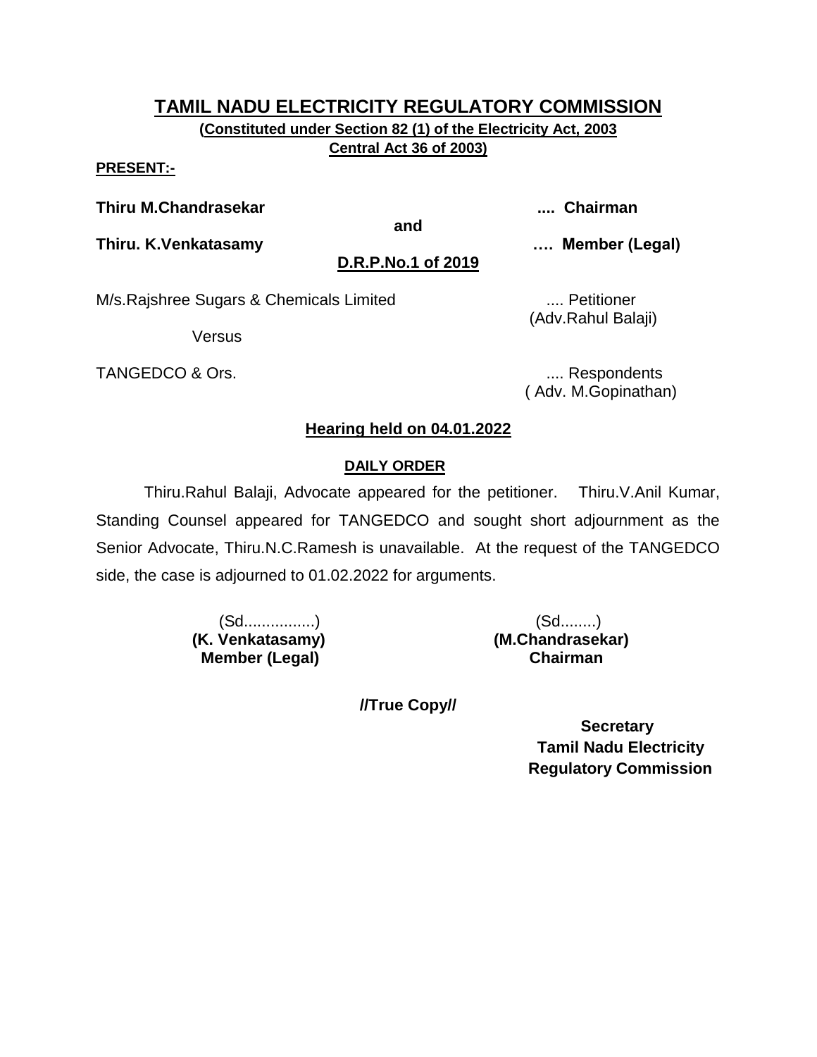# TAMIL NADU ELECTRICITY REGULATORY COMMISSION

**(Constituted under Section 82 (1) of the Electricity Act, 2003 Central Act 36 of 2003)**

**PRESENT:-**

**Thiru M.Chandrasekar** .... **Chairman**

**and**

**Thiru. K.Venkatasamy** …. **Member (Legal)**

**D.R.P.No.1 of 2019**

M/s.Rajshree Sugars & Chemicals Limited .... Petitioner (Adv.Rahul Balaji)

Versus

TANGEDCO & Ors. .... Respondents ( Adv. M.Gopinathan)

**Hearing held on 04.01.2022**

**DAILY ORDER**

Thiru.Rahul Balaji, Advocate appeared for the petitioner. Thiru.V.Anil Kumar, Standing Counsel appeared for TANGEDCO and sought short adjournment as the Senior Advocate, Thiru.N.C.Ramesh is unavailable. At the request of the TANGEDCO side, the case is adjourned to 01.02.2022 for arguments.

(Sd...............)
**(K. Venkatasamy)**
**Member (Legal)**

(Sd........)
**(M.Chandrasekar)**
**Chairman**

**//True Copy//**

**Secretary**
**Tamil Nadu Electricity Regulatory Commission**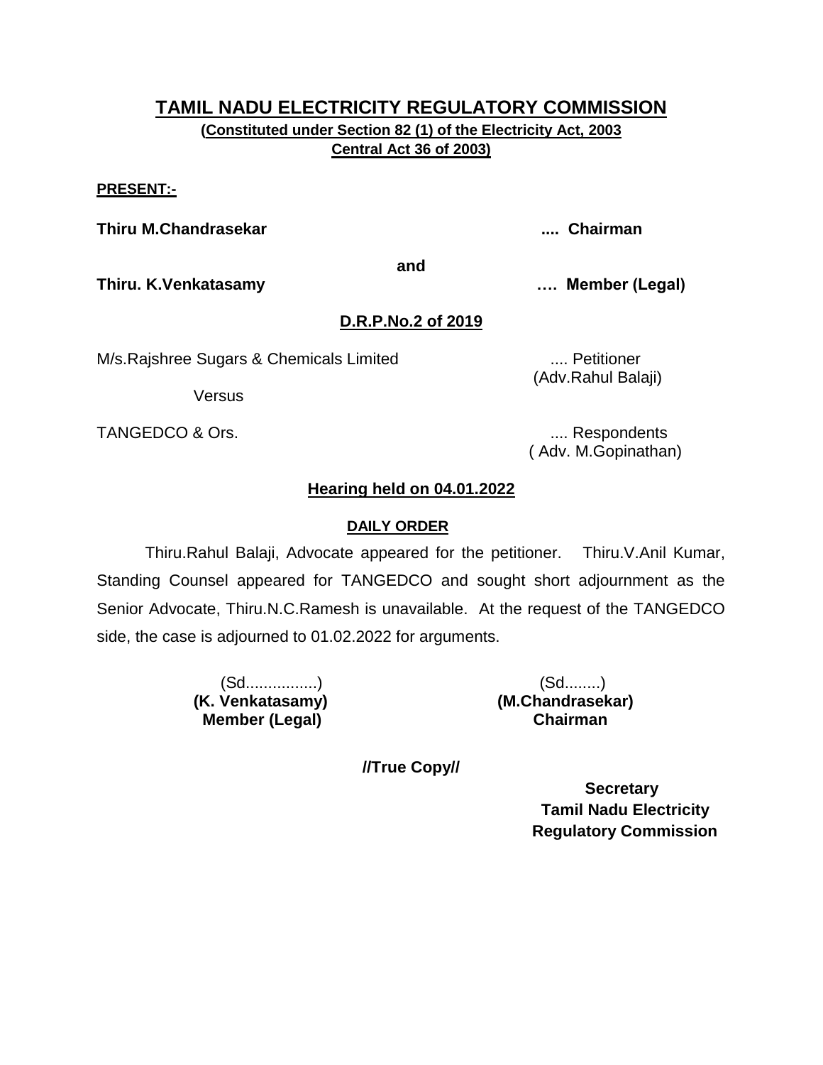# TAMIL NADU ELECTRICITY REGULATORY COMMISSION

**(Constituted under Section 82 (1) of the Electricity Act, 2003 Central Act 36 of 2003)**

**PRESENT:-**

**Thiru M.Chandrasekar .... Chairman**

**and**

**Thiru. K.Venkatasamy …. Member (Legal)**

**D.R.P.No.2 of 2019**

M/s.Rajshree Sugars & Chemicals Limited .... Petitioner
(Adv.Rahul Balaji)

Versus

TANGEDCO & Ors. .... Respondents
( Adv. M.Gopinathan)

**Hearing held on 04.01.2022**

**DAILY ORDER**

Thiru.Rahul Balaji, Advocate appeared for the petitioner. Thiru.V.Anil Kumar, Standing Counsel appeared for TANGEDCO and sought short adjournment as the Senior Advocate, Thiru.N.C.Ramesh is unavailable. At the request of the TANGEDCO side, the case is adjourned to 01.02.2022 for arguments.

(Sd................)
**(K. Venkatasamy)**
**Member (Legal)**

(Sd........)
**(M.Chandrasekar)**
**Chairman**

**//True Copy//**

**Secretary**
**Tamil Nadu Electricity Regulatory Commission**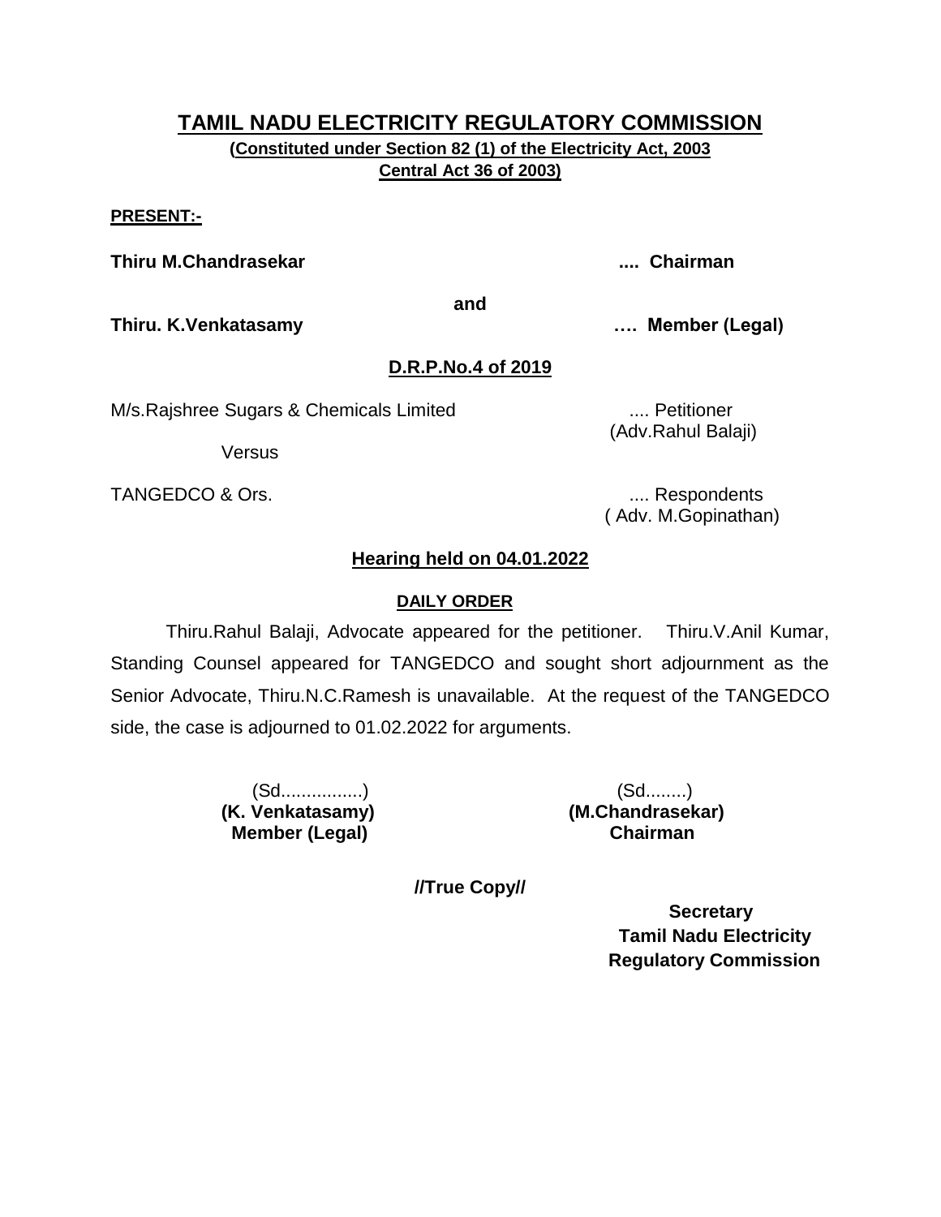# TAMIL NADU ELECTRICITY REGULATORY COMMISSION

**(Constituted under Section 82 (1) of the Electricity Act, 2003**
**Central Act 36 of 2003)**

**PRESENT:-**

**Thiru M.Chandrasekar .... Chairman**

**and**

**Thiru. K.Venkatasamy …. Member (Legal)**

**D.R.P.No.4 of 2019**

M/s.Rajshree Sugars & Chemicals Limited .... Petitioner
(Adv.Rahul Balaji)

Versus

TANGEDCO & Ors. .... Respondents
( Adv. M.Gopinathan)

**Hearing held on 04.01.2022**

**DAILY ORDER**

Thiru.Rahul Balaji, Advocate appeared for the petitioner. Thiru.V.Anil Kumar, Standing Counsel appeared for TANGEDCO and sought short adjournment as the Senior Advocate, Thiru.N.C.Ramesh is unavailable. At the request of the TANGEDCO side, the case is adjourned to 01.02.2022 for arguments.

| | |
|---|---|
| (Sd................) | (Sd........) |
| **(K. Venkatasamy)** | **(M.Chandrasekar)** |
| **Member (Legal)** | **Chairman** |

**//True Copy//**

**Secretary**
**Tamil Nadu Electricity**
**Regulatory Commission**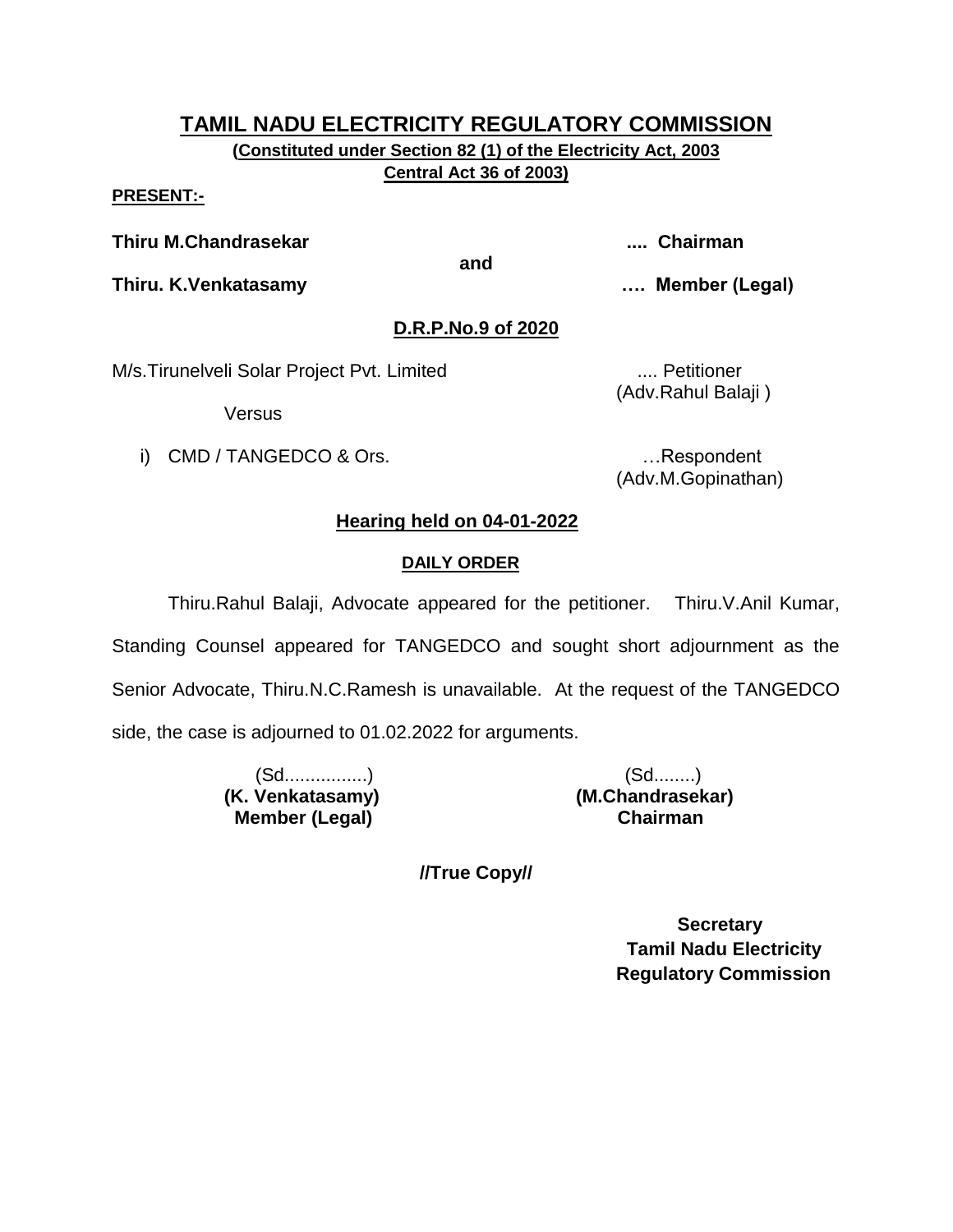# TAMIL NADU ELECTRICITY REGULATORY COMMISSION

**(Constituted under Section 82 (1) of the Electricity Act, 2003**
**Central Act 36 of 2003)**

**PRESENT:-**

**Thiru M.Chandrasekar** .... **Chairman**

**and**

**Thiru. K.Venkatasamy** …. **Member (Legal)**

**D.R.P.No.9 of 2020**

M/s.Tirunelveli Solar Project Pvt. Limited .... Petitioner
(Adv.Rahul Balaji )

Versus

i) CMD / TANGEDCO & Ors. …Respondent
(Adv.M.Gopinathan)

**Hearing held on 04-01-2022**

**DAILY ORDER**

Thiru.Rahul Balaji, Advocate appeared for the petitioner. Thiru.V.Anil Kumar, Standing Counsel appeared for TANGEDCO and sought short adjournment as the Senior Advocate, Thiru.N.C.Ramesh is unavailable. At the request of the TANGEDCO side, the case is adjourned to 01.02.2022 for arguments.

(Sd................)
**(K. Venkatasamy)**
**Member (Legal)**

(Sd........)
**(M.Chandrasekar)**
**Chairman**

**//True Copy//**

**Secretary**
**Tamil Nadu Electricity**
**Regulatory Commission**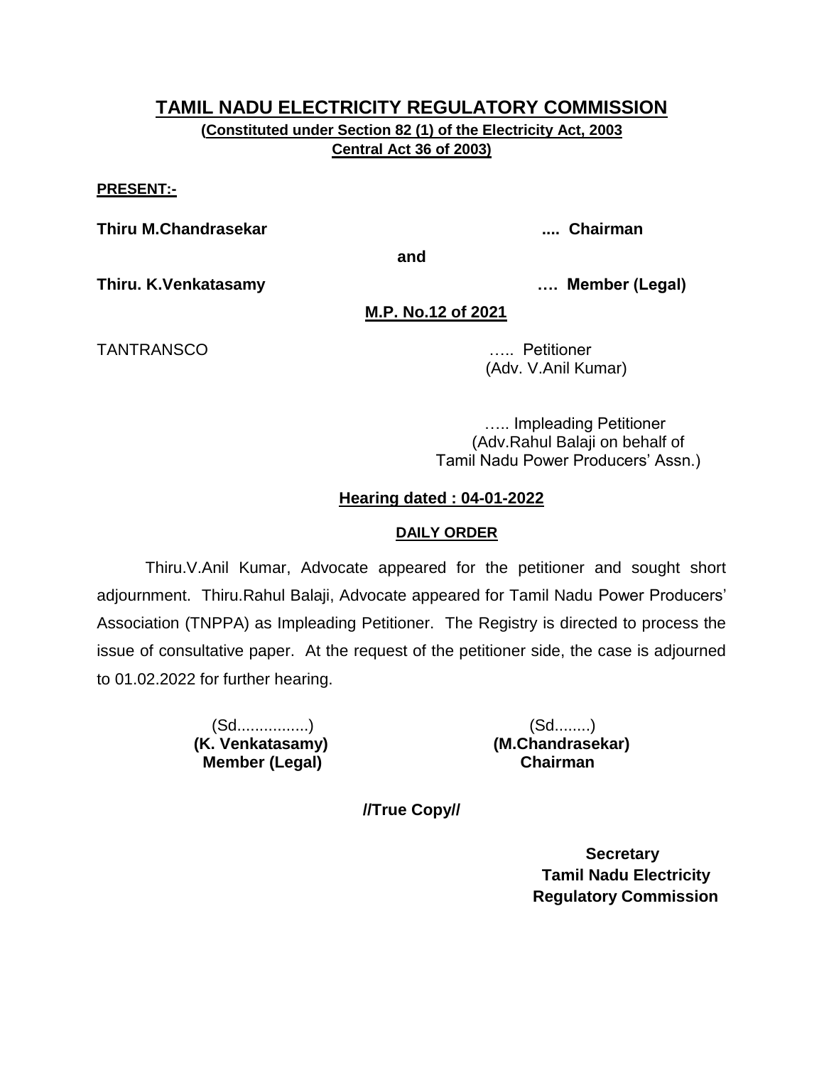# TAMIL NADU ELECTRICITY REGULATORY COMMISSION

**(Constituted under Section 82 (1) of the Electricity Act, 2003**
**Central Act 36 of 2003)**

**PRESENT:-**

**Thiru M.Chandrasekar** .... **Chairman**

**and**

**Thiru. K.Venkatasamy** …. **Member (Legal)**

**M.P. No.12 of 2021**

TANTRANSCO ….. Petitioner
(Adv. V.Anil Kumar)

….. Impleading Petitioner
(Adv.Rahul Balaji on behalf of
Tamil Nadu Power Producers' Assn.)

**Hearing dated : 04-01-2022**

**DAILY ORDER**

Thiru.V.Anil Kumar, Advocate appeared for the petitioner and sought short adjournment. Thiru.Rahul Balaji, Advocate appeared for Tamil Nadu Power Producers' Association (TNPPA) as Impleading Petitioner. The Registry is directed to process the issue of consultative paper. At the request of the petitioner side, the case is adjourned to 01.02.2022 for further hearing.

(Sd................)
**(K. Venkatasamy)**
**Member (Legal)**

(Sd........)
**(M.Chandrasekar)**
**Chairman**

**//True Copy//**

**Secretary**
**Tamil Nadu Electricity**
**Regulatory Commission**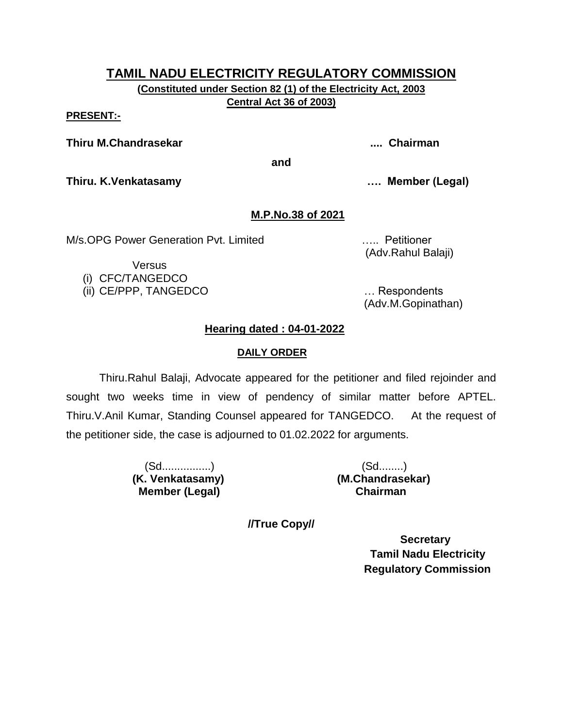# TAMIL NADU ELECTRICITY REGULATORY COMMISSION

**(Constituted under Section 82 (1) of the Electricity Act, 2003 Central Act 36 of 2003)**

**PRESENT:-**

**Thiru M.Chandrasekar** .... **Chairman**

**and**

**Thiru. K.Venkatasamy** …. **Member (Legal)**

## M.P.No.38 of 2021

M/s.OPG Power Generation Pvt. Limited ….. Petitioner
(Adv.Rahul Balaji)

Versus

(i) CFC/TANGEDCO
(ii) CE/PPP, TANGEDCO … Respondents
(Adv.M.Gopinathan)

**Hearing dated : 04-01-2022**

**DAILY ORDER**

Thiru.Rahul Balaji, Advocate appeared for the petitioner and filed rejoinder and sought two weeks time in view of pendency of similar matter before APTEL. Thiru.V.Anil Kumar, Standing Counsel appeared for TANGEDCO. At the request of the petitioner side, the case is adjourned to 01.02.2022 for arguments.

(Sd................)
**(K. Venkatasamy)**
**Member (Legal)**

(Sd........)
**(M.Chandrasekar)**
**Chairman**

**//True Copy//**

**Secretary**
**Tamil Nadu Electricity Regulatory Commission**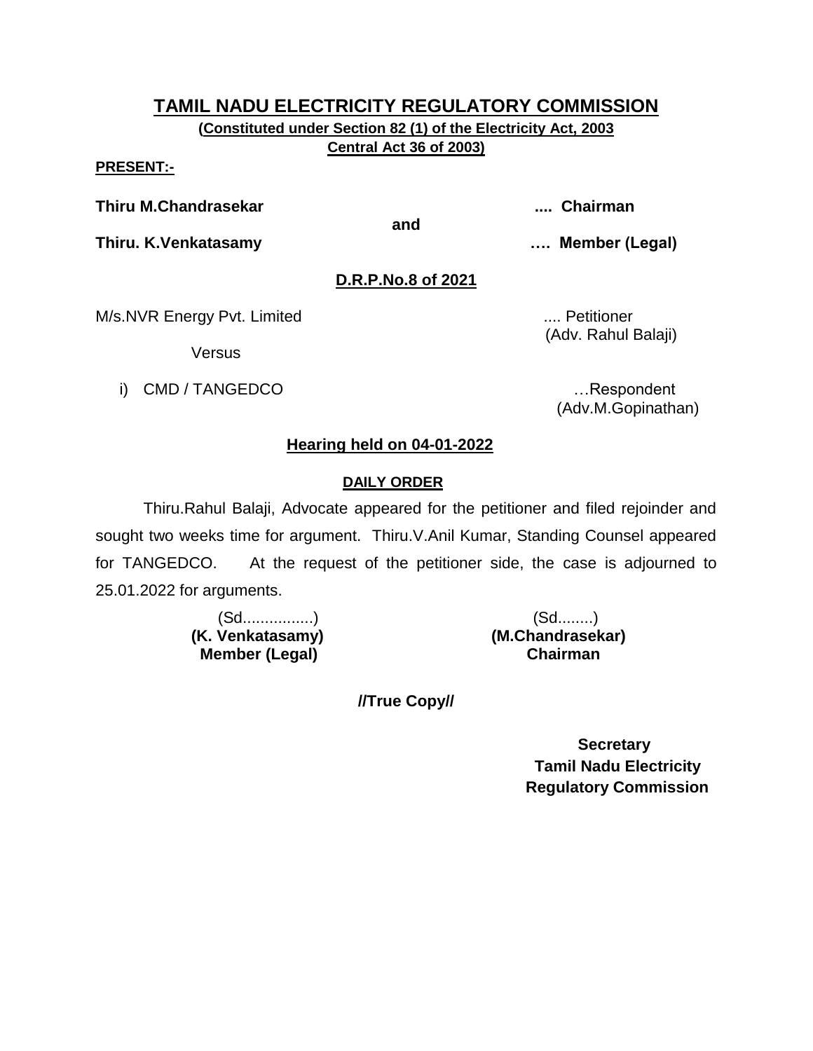# TAMIL NADU ELECTRICITY REGULATORY COMMISSION

**(Constituted under Section 82 (1) of the Electricity Act, 2003 Central Act 36 of 2003)**

**PRESENT:-**

**Thiru M.Chandrasekar** .... **Chairman**

**and**

**Thiru. K.Venkatasamy** …. **Member (Legal)**

**D.R.P.No.8 of 2021**

M/s.NVR Energy Pvt. Limited .... Petitioner
(Adv. Rahul Balaji)

Versus

i) CMD / TANGEDCO …Respondent
(Adv.M.Gopinathan)

**Hearing held on 04-01-2022**

**DAILY ORDER**

Thiru.Rahul Balaji, Advocate appeared for the petitioner and filed rejoinder and sought two weeks time for argument. Thiru.V.Anil Kumar, Standing Counsel appeared for TANGEDCO. At the request of the petitioner side, the case is adjourned to 25.01.2022 for arguments.

(Sd...............)
**(K. Venkatasamy)**
**Member (Legal)**

(Sd........)
**(M.Chandrasekar)**
**Chairman**

**//True Copy//**

**Secretary**
**Tamil Nadu Electricity Regulatory Commission**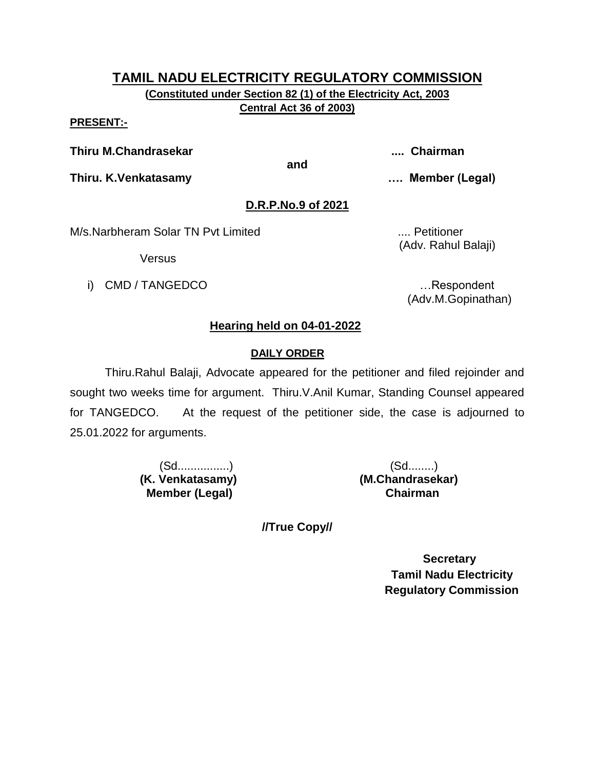# TAMIL NADU ELECTRICITY REGULATORY COMMISSION

**(Constituted under Section 82 (1) of the Electricity Act, 2003**
**Central Act 36 of 2003)**

**PRESENT:-**

**Thiru M.Chandrasekar** .... **Chairman**

**and**

**Thiru. K.Venkatasamy** …. **Member (Legal)**

**D.R.P.No.9 of 2021**

M/s.Narbheram Solar TN Pvt Limited .... Petitioner
(Adv. Rahul Balaji)

Versus

i) CMD / TANGEDCO …Respondent
(Adv.M.Gopinathan)

**Hearing held on 04-01-2022**

**DAILY ORDER**

Thiru.Rahul Balaji, Advocate appeared for the petitioner and filed rejoinder and sought two weeks time for argument. Thiru.V.Anil Kumar, Standing Counsel appeared for TANGEDCO. At the request of the petitioner side, the case is adjourned to 25.01.2022 for arguments.

| | |
|---|---|
| (Sd................) | (Sd........) |
| **(K. Venkatasamy)** | **(M.Chandrasekar)** |
| **Member (Legal)** | **Chairman** |

**//True Copy//**

**Secretary**
**Tamil Nadu Electricity**
**Regulatory Commission**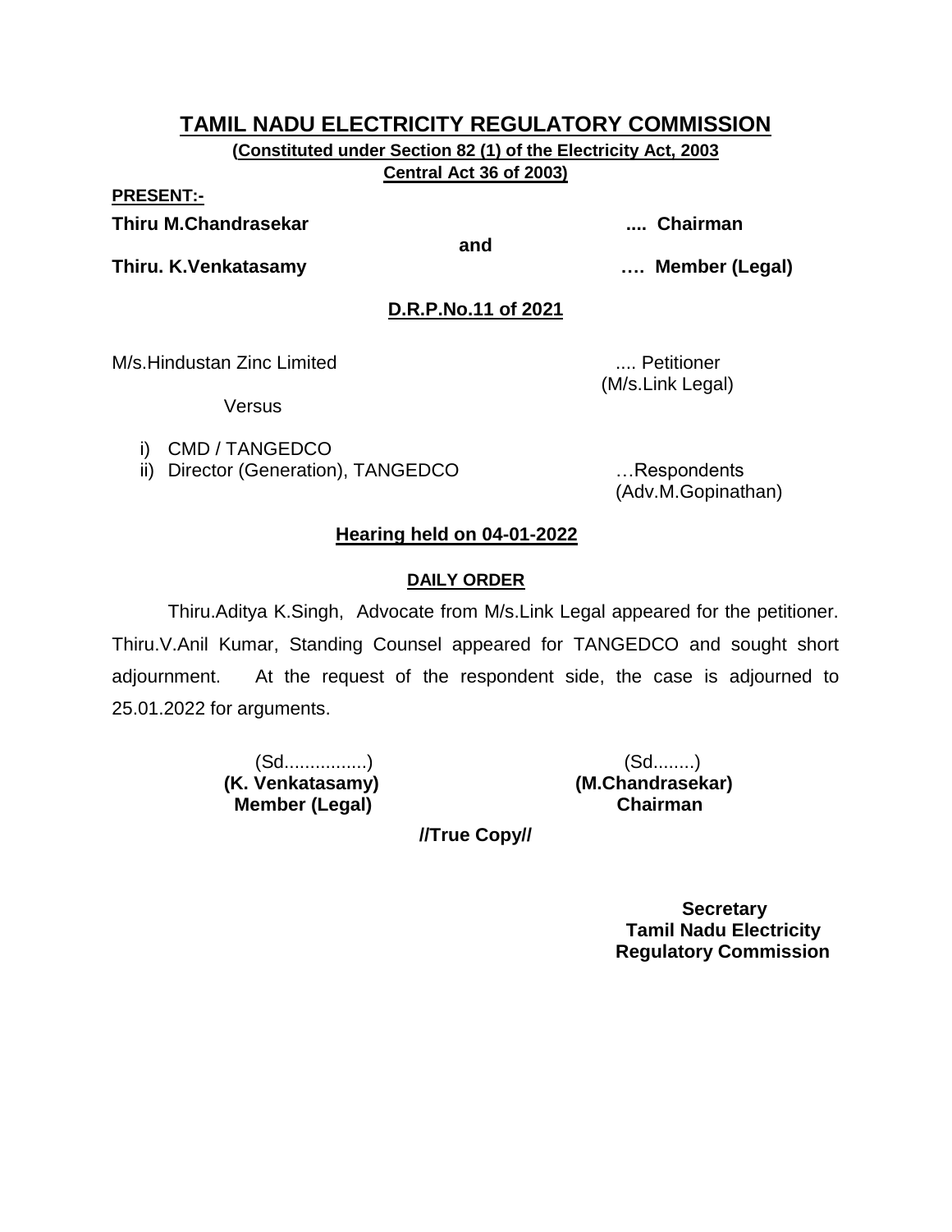# TAMIL NADU ELECTRICITY REGULATORY COMMISSION

**(Constituted under Section 82 (1) of the Electricity Act, 2003 Central Act 36 of 2003)**

**PRESENT:-**

**Thiru M.Chandrasekar .... Chairman**

**and**

**Thiru. K.Venkatasamy …. Member (Legal)**

**D.R.P.No.11 of 2021**

M/s.Hindustan Zinc Limited .... Petitioner
(M/s.Link Legal)

Versus

i) CMD / TANGEDCO
ii) Director (Generation), TANGEDCO …Respondents
(Adv.M.Gopinathan)

**Hearing held on 04-01-2022**

**DAILY ORDER**

Thiru.Aditya K.Singh, Advocate from M/s.Link Legal appeared for the petitioner. Thiru.V.Anil Kumar, Standing Counsel appeared for TANGEDCO and sought short adjournment. At the request of the respondent side, the case is adjourned to 25.01.2022 for arguments.

(Sd................)
**(K. Venkatasamy)**
**Member (Legal)**

(Sd........)
**(M.Chandrasekar)**
**Chairman**

**//True Copy//**

**Secretary**
**Tamil Nadu Electricity Regulatory Commission**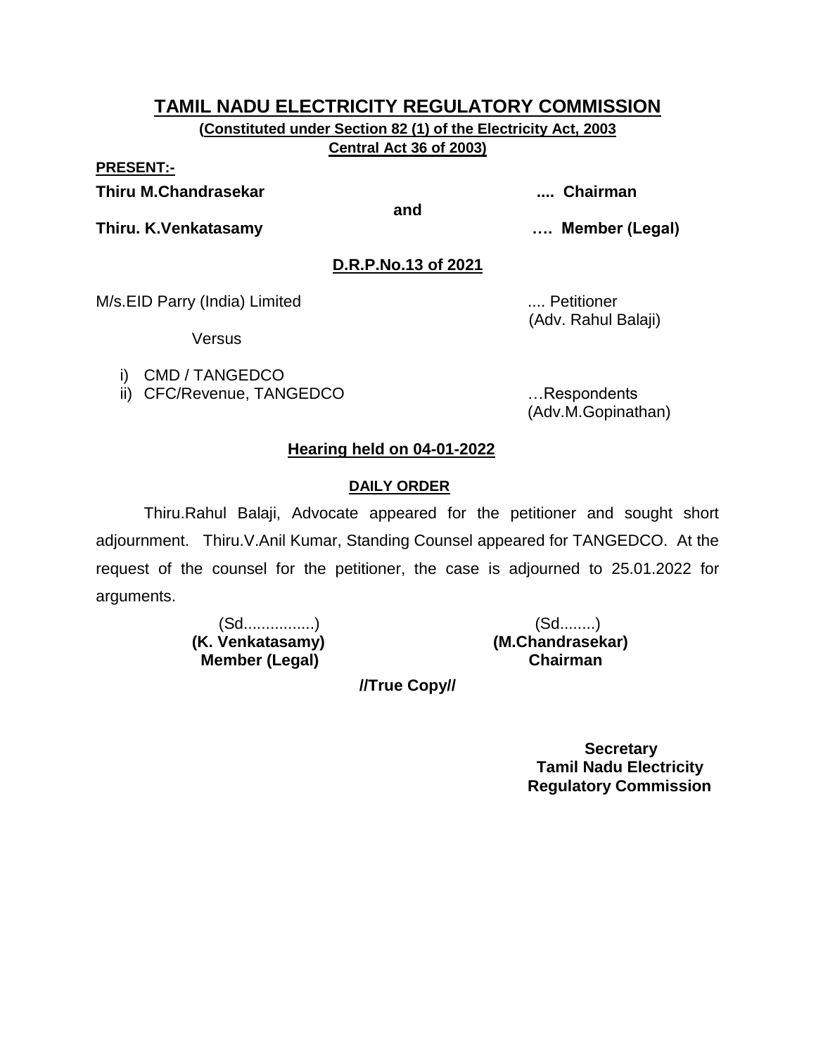# TAMIL NADU ELECTRICITY REGULATORY COMMISSION

**(Constituted under Section 82 (1) of the Electricity Act, 2003 Central Act 36 of 2003)**

**PRESENT:-**

**Thiru M.Chandrasekar** .... **Chairman**

**and**

**Thiru. K.Venkatasamy** …. **Member (Legal)**

## D.R.P.No.13 of 2021

M/s.EID Parry (India) Limited .... Petitioner
(Adv. Rahul Balaji)

Versus

i) CMD / TANGEDCO
ii) CFC/Revenue, TANGEDCO …Respondents
(Adv.M.Gopinathan)

### Hearing held on 04-01-2022

#### DAILY ORDER

Thiru.Rahul Balaji, Advocate appeared for the petitioner and sought short adjournment. Thiru.V.Anil Kumar, Standing Counsel appeared for TANGEDCO. At the request of the counsel for the petitioner, the case is adjourned to 25.01.2022 for arguments.

(Sd................)
**(K. Venkatasamy)**
**Member (Legal)**

(Sd........)
**(M.Chandrasekar)**
**Chairman**

**//True Copy//**

**Secretary**
**Tamil Nadu Electricity Regulatory Commission**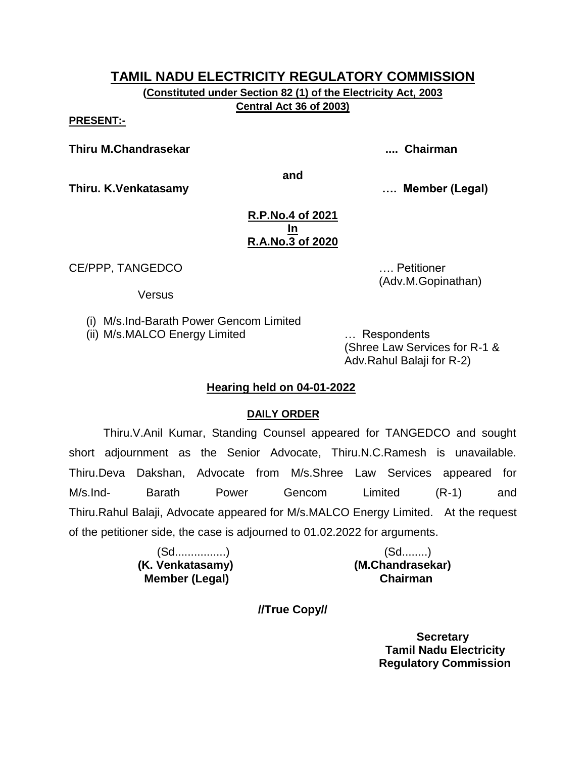# TAMIL NADU ELECTRICITY REGULATORY COMMISSION

**(Constituted under Section 82 (1) of the Electricity Act, 2003 Central Act 36 of 2003)**

**PRESENT:-**

**Thiru M.Chandrasekar .... Chairman**

**and**

**Thiru. K.Venkatasamy …. Member (Legal)**

**R.P.No.4 of 2021**
**In**
**R.A.No.3 of 2020**

CE/PPP, TANGEDCO …. Petitioner
(Adv.M.Gopinathan)

Versus

(i) M/s.Ind-Barath Power Gencom Limited
(ii) M/s.MALCO Energy Limited … Respondents
(Shree Law Services for R-1 & Adv.Rahul Balaji for R-2)

**Hearing held on 04-01-2022**

**DAILY ORDER**

Thiru.V.Anil Kumar, Standing Counsel appeared for TANGEDCO and sought short adjournment as the Senior Advocate, Thiru.N.C.Ramesh is unavailable. Thiru.Deva Dakshan, Advocate from M/s.Shree Law Services appeared for M/s.Ind- Barath Power Gencom Limited (R-1) and Thiru.Rahul Balaji, Advocate appeared for M/s.MALCO Energy Limited. At the request of the petitioner side, the case is adjourned to 01.02.2022 for arguments.

(Sd................)
**(K. Venkatasamy)**
**Member (Legal)**

(Sd........)
**(M.Chandrasekar)**
**Chairman**

**//True Copy//**

**Secretary**
**Tamil Nadu Electricity Regulatory Commission**